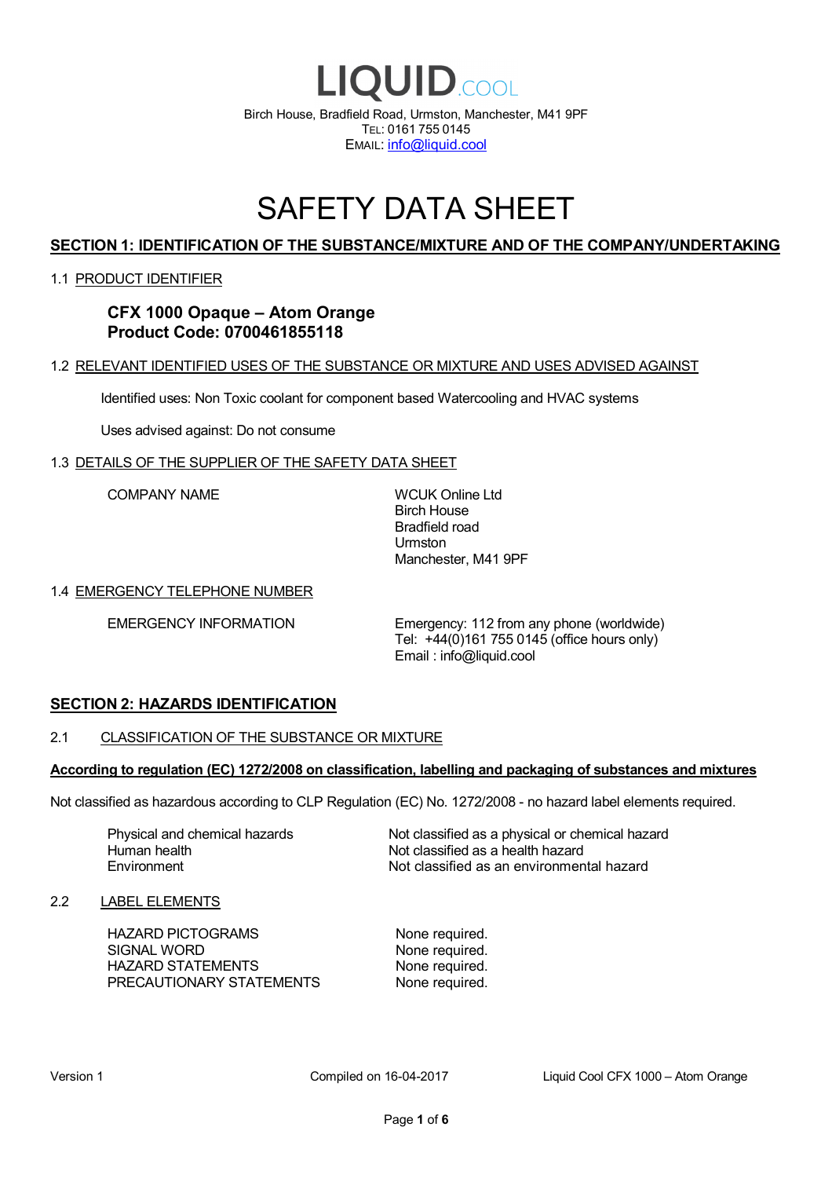# LIQUID.COOL

Birch House, Bradfield Road, Urmston, Manchester, M41 9PF
TEL: 0161 755 0145
EMAIL: info@liquid.cool

# SAFETY DATA SHEET

## SECTION 1: IDENTIFICATION OF THE SUBSTANCE/MIXTURE AND OF THE COMPANY/UNDERTAKING

### 1.1 PRODUCT IDENTIFIER

**CFX 1000 Opaque – Atom Orange**
**Product Code: 0700461855118**

### 1.2 RELEVANT IDENTIFIED USES OF THE SUBSTANCE OR MIXTURE AND USES ADVISED AGAINST

Identified uses: Non Toxic coolant for component based Watercooling and HVAC systems

Uses advised against: Do not consume

### 1.3 DETAILS OF THE SUPPLIER OF THE SAFETY DATA SHEET

| | |
|---|---|
| COMPANY NAME | WCUK Online Ltd<br>Birch House<br>Bradfield road<br>Urmston<br>Manchester, M41 9PF |

### 1.4 EMERGENCY TELEPHONE NUMBER

| | |
|---|---|
| EMERGENCY INFORMATION | Emergency: 112 from any phone (worldwide)<br>Tel: +44(0)161 755 0145 (office hours only)<br>Email : info@liquid.cool |

## SECTION 2: HAZARDS IDENTIFICATION

### 2.1 CLASSIFICATION OF THE SUBSTANCE OR MIXTURE

**According to regulation (EC) 1272/2008 on classification, labelling and packaging of substances and mixtures**

Not classified as hazardous according to CLP Regulation (EC) No. 1272/2008 - no hazard label elements required.

| | |
|---|---|
| Physical and chemical hazards | Not classified as a physical or chemical hazard |
| Human health | Not classified as a health hazard |
| Environment | Not classified as an environmental hazard |

### 2.2 LABEL ELEMENTS

| | |
|---|---|
| HAZARD PICTOGRAMS | None required. |
| SIGNAL WORD | None required. |
| HAZARD STATEMENTS | None required. |
| PRECAUTIONARY STATEMENTS | None required. |

Version 1 | Compiled on 16-04-2017 | Liquid Cool CFX 1000 – Atom Orange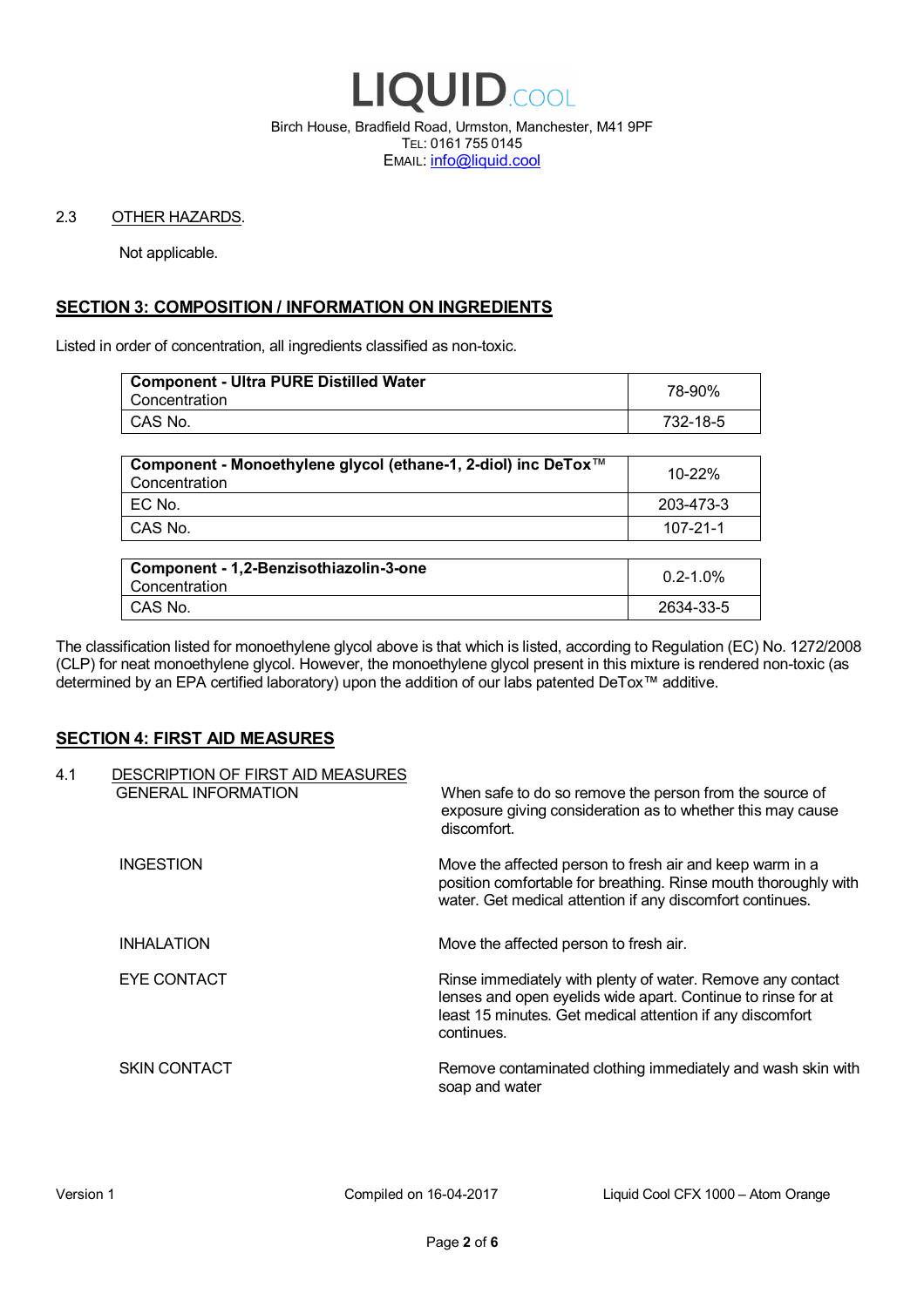2.3 OTHER HAZARDS.

Not applicable.

## SECTION 3: COMPOSITION / INFORMATION ON INGREDIENTS

Listed in order of concentration, all ingredients classified as non-toxic.

| **Component - Ultra PURE Distilled Water** Concentration | 78-90% |
|---|---|
| CAS No. | 732-18-5 |

| **Component - Monoethylene glycol (ethane-1, 2-diol) inc DeTox™** Concentration | 10-22% |
|---|---|
| EC No. | 203-473-3 |
| CAS No. | 107-21-1 |

| **Component - 1,2-Benzisothiazolin-3-one** Concentration | 0.2-1.0% |
|---|---|
| CAS No. | 2634-33-5 |

The classification listed for monoethylene glycol above is that which is listed, according to Regulation (EC) No. 1272/2008 (CLP) for neat monoethylene glycol. However, the monoethylene glycol present in this mixture is rendered non-toxic (as determined by an EPA certified laboratory) upon the addition of our labs patented DeTox™ additive.

## SECTION 4: FIRST AID MEASURES

4.1 DESCRIPTION OF FIRST AID MEASURES

| | |
|---|---|
| GENERAL INFORMATION | When safe to do so remove the person from the source of exposure giving consideration as to whether this may cause discomfort. |
| INGESTION | Move the affected person to fresh air and keep warm in a position comfortable for breathing. Rinse mouth thoroughly with water. Get medical attention if any discomfort continues. |
| INHALATION | Move the affected person to fresh air. |
| EYE CONTACT | Rinse immediately with plenty of water. Remove any contact lenses and open eyelids wide apart. Continue to rinse for at least 15 minutes. Get medical attention if any discomfort continues. |
| SKIN CONTACT | Remove contaminated clothing immediately and wash skin with soap and water |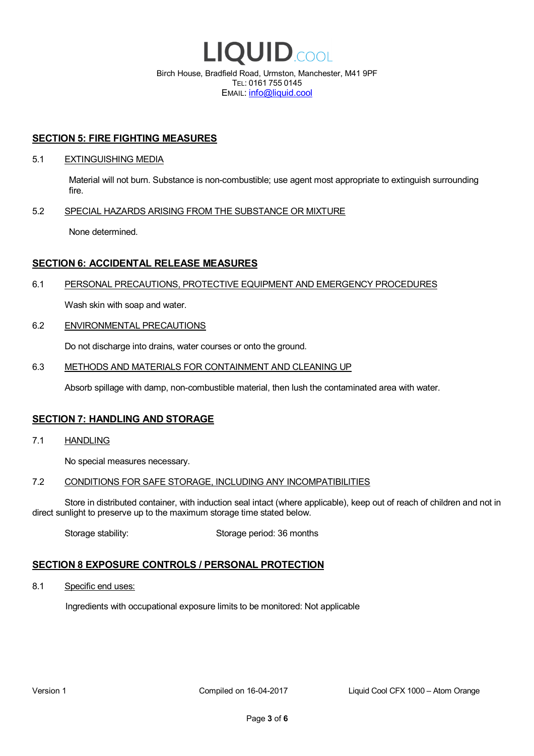## SECTION 5: FIRE FIGHTING MEASURES

5.1 EXTINGUISHING MEDIA

Material will not burn. Substance is non-combustible; use agent most appropriate to extinguish surrounding fire.

5.2 SPECIAL HAZARDS ARISING FROM THE SUBSTANCE OR MIXTURE

None determined.

## SECTION 6: ACCIDENTAL RELEASE MEASURES

6.1 PERSONAL PRECAUTIONS, PROTECTIVE EQUIPMENT AND EMERGENCY PROCEDURES

Wash skin with soap and water.

6.2 ENVIRONMENTAL PRECAUTIONS

Do not discharge into drains, water courses or onto the ground.

6.3 METHODS AND MATERIALS FOR CONTAINMENT AND CLEANING UP

Absorb spillage with damp, non-combustible material, then lush the contaminated area with water.

## SECTION 7: HANDLING AND STORAGE

7.1 HANDLING

No special measures necessary.

7.2 CONDITIONS FOR SAFE STORAGE, INCLUDING ANY INCOMPATIBILITIES

Store in distributed container, with induction seal intact (where applicable), keep out of reach of children and not in direct sunlight to preserve up to the maximum storage time stated below.

Storage stability: Storage period: 36 months

## SECTION 8 EXPOSURE CONTROLS / PERSONAL PROTECTION

8.1 Specific end uses:

Ingredients with occupational exposure limits to be monitored: Not applicable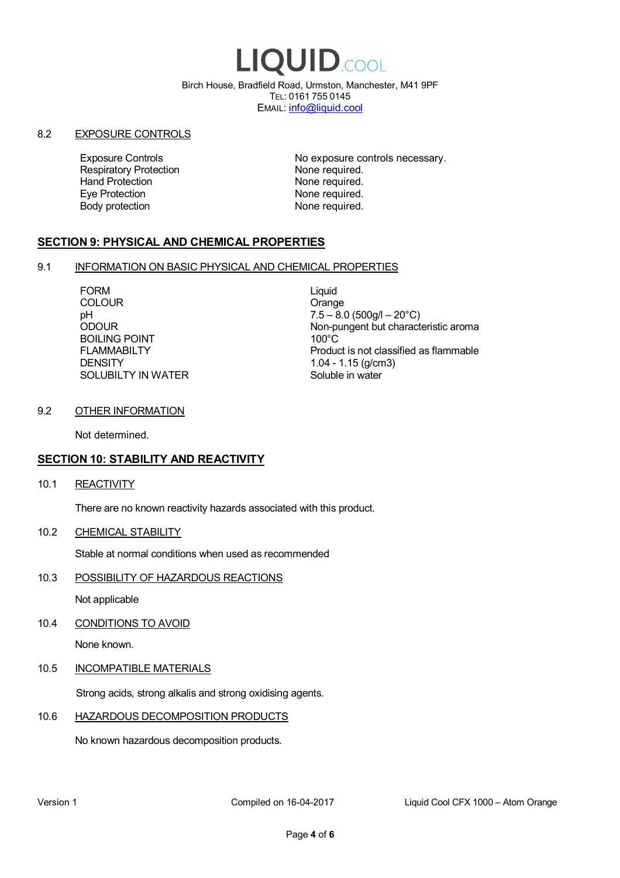LIQUID.COOL

Birch House, Bradfield Road, Urmston, Manchester, M41 9PF
TEL: 0161 755 0145
EMAIL: info@liquid.cool

8.2 EXPOSURE CONTROLS

| | |
|---|---|
| Exposure Controls | No exposure controls necessary. |
| Respiratory Protection | None required. |
| Hand Protection | None required. |
| Eye Protection | None required. |
| Body protection | None required. |

## SECTION 9: PHYSICAL AND CHEMICAL PROPERTIES

9.1 INFORMATION ON BASIC PHYSICAL AND CHEMICAL PROPERTIES

| | |
|---|---|
| FORM | Liquid |
| COLOUR | Orange |
| pH | 7.5 – 8.0 (500g/l – 20°C) |
| ODOUR | Non-pungent but characteristic aroma |
| BOILING POINT | 100°C |
| FLAMMABILTY | Product is not classified as flammable |
| DENSITY | 1.04 - 1.15 (g/cm3) |
| SOLUBILTY IN WATER | Soluble in water |

9.2 OTHER INFORMATION

Not determined.

## SECTION 10: STABILITY AND REACTIVITY

10.1 REACTIVITY

There are no known reactivity hazards associated with this product.

10.2 CHEMICAL STABILITY

Stable at normal conditions when used as recommended

10.3 POSSIBILITY OF HAZARDOUS REACTIONS

Not applicable

10.4 CONDITIONS TO AVOID

None known.

10.5 INCOMPATIBLE MATERIALS

Strong acids, strong alkalis and strong oxidising agents.

10.6 HAZARDOUS DECOMPOSITION PRODUCTS

No known hazardous decomposition products.

Version 1 — Compiled on 16-04-2017 — Liquid Cool CFX 1000 – Atom Orange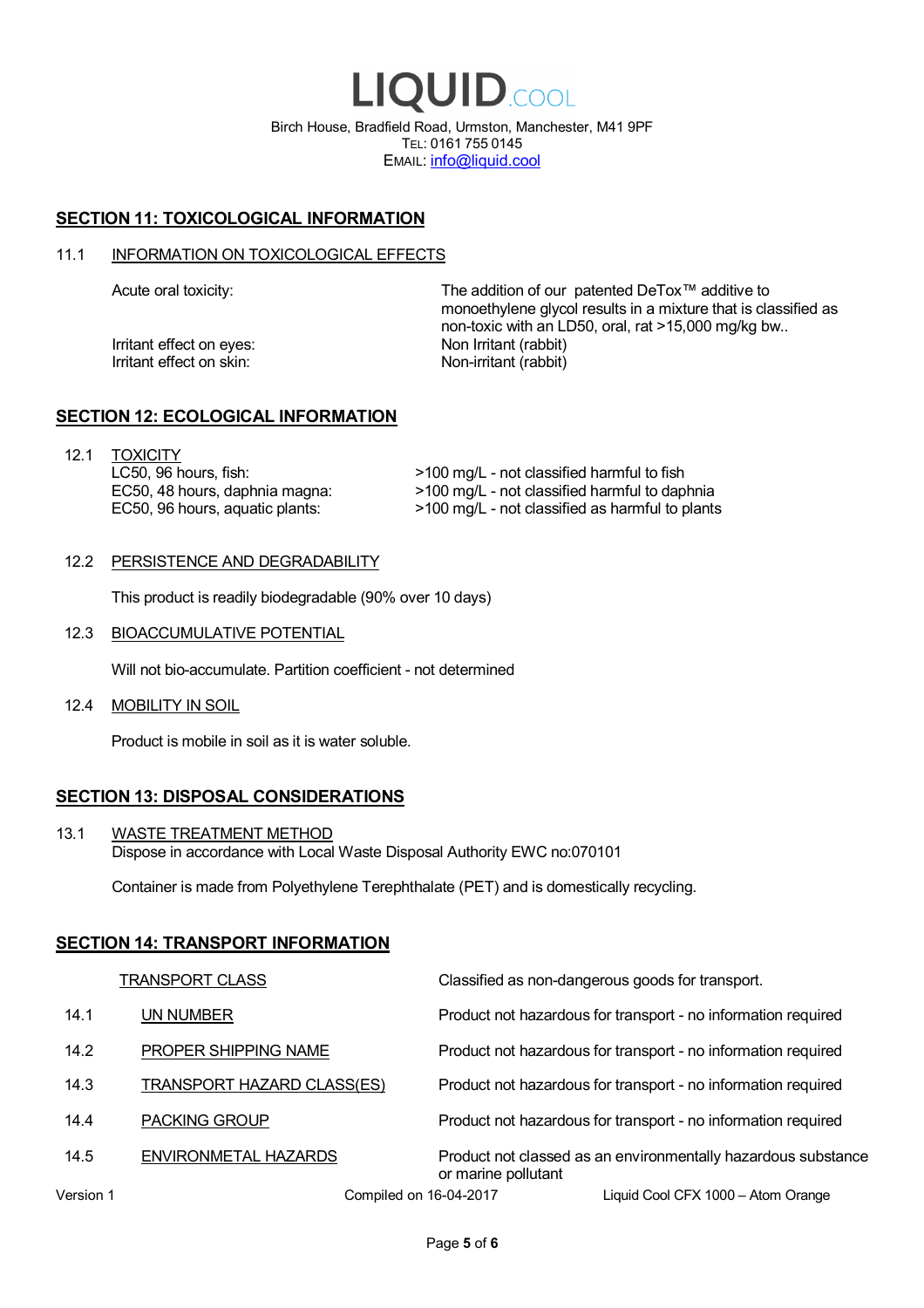LIQUID.COOL

Birch House, Bradfield Road, Urmston, Manchester, M41 9PF
TEL: 0161 755 0145
EMAIL: info@liquid.cool

## SECTION 11: TOXICOLOGICAL INFORMATION

### 11.1 INFORMATION ON TOXICOLOGICAL EFFECTS

| | |
|---|---|
| Acute oral toxicity: | The addition of our patented DeTox™ additive to monoethylene glycol results in a mixture that is classified as non-toxic with an LD50, oral, rat >15,000 mg/kg bw.. |
| Irritant effect on eyes: | Non Irritant (rabbit) |
| Irritant effect on skin: | Non-irritant (rabbit) |

## SECTION 12: ECOLOGICAL INFORMATION

### 12.1 TOXICITY

| | |
|---|---|
| LC50, 96 hours, fish: | >100 mg/L - not classified harmful to fish |
| EC50, 48 hours, daphnia magna: | >100 mg/L - not classified harmful to daphnia |
| EC50, 96 hours, aquatic plants: | >100 mg/L - not classified as harmful to plants |

### 12.2 PERSISTENCE AND DEGRADABILITY

This product is readily biodegradable (90% over 10 days)

### 12.3 BIOACCUMULATIVE POTENTIAL

Will not bio-accumulate. Partition coefficient - not determined

### 12.4 MOBILITY IN SOIL

Product is mobile in soil as it is water soluble.

## SECTION 13: DISPOSAL CONSIDERATIONS

### 13.1 WASTE TREATMENT METHOD

Dispose in accordance with Local Waste Disposal Authority EWC no:070101

Container is made from Polyethylene Terephthalate (PET) and is domestically recycling.

## SECTION 14: TRANSPORT INFORMATION

| | | |
|---|---|---|
| | TRANSPORT CLASS | Classified as non-dangerous goods for transport. |
| 14.1 | UN NUMBER | Product not hazardous for transport - no information required |
| 14.2 | PROPER SHIPPING NAME | Product not hazardous for transport - no information required |
| 14.3 | TRANSPORT HAZARD CLASS(ES) | Product not hazardous for transport - no information required |
| 14.4 | PACKING GROUP | Product not hazardous for transport - no information required |
| 14.5 | ENVIRONMETAL HAZARDS | Product not classed as an environmentally hazardous substance or marine pollutant |

Version 1 Compiled on 16-04-2017 Liquid Cool CFX 1000 – Atom Orange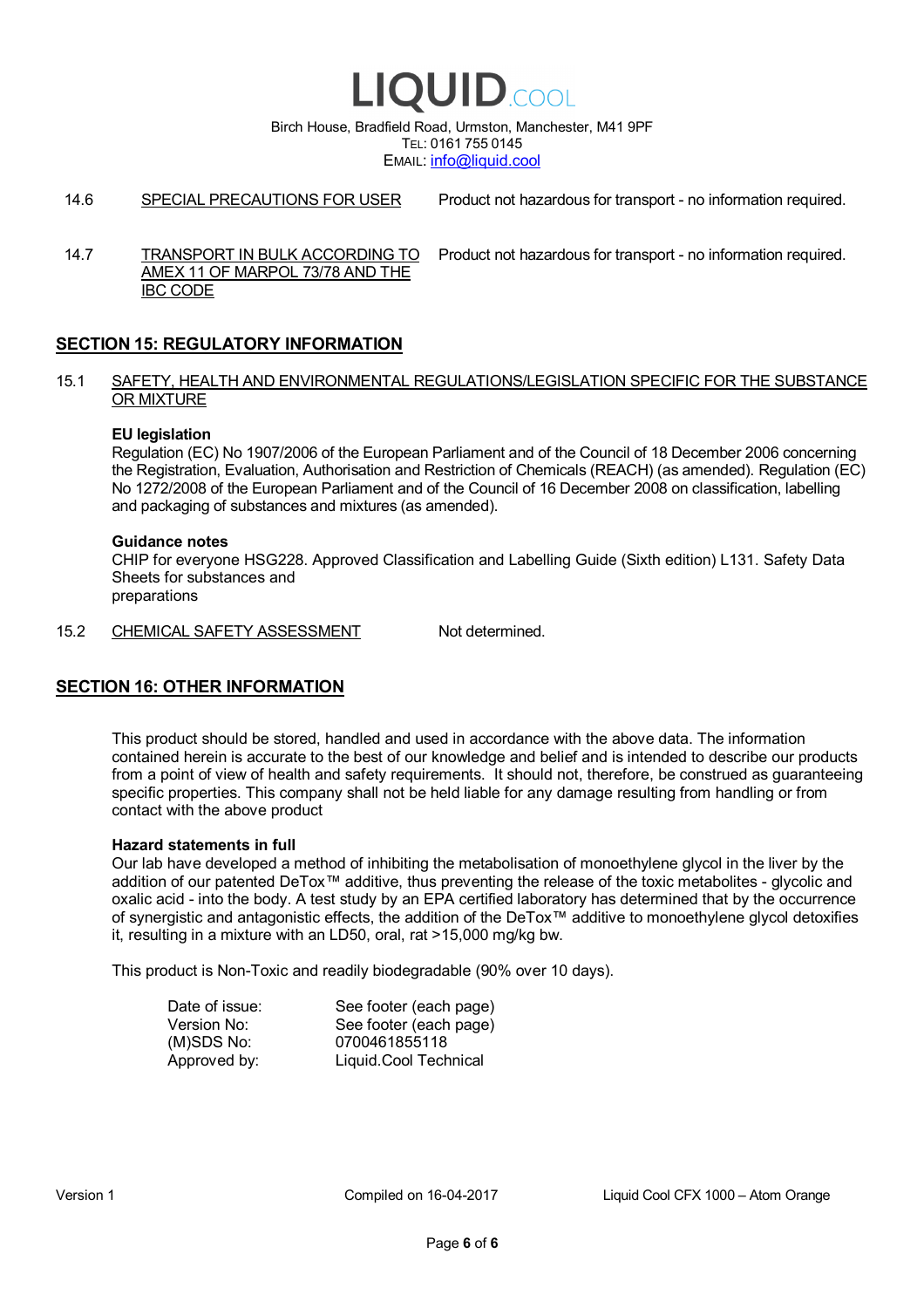14.6 SPECIAL PRECAUTIONS FOR USER — Product not hazardous for transport - no information required.

14.7 TRANSPORT IN BULK ACCORDING TO AMEX 11 OF MARPOL 73/78 AND THE IBC CODE — Product not hazardous for transport - no information required.

## SECTION 15: REGULATORY INFORMATION

15.1 SAFETY, HEALTH AND ENVIRONMENTAL REGULATIONS/LEGISLATION SPECIFIC FOR THE SUBSTANCE OR MIXTURE

**EU legislation**
Regulation (EC) No 1907/2006 of the European Parliament and of the Council of 18 December 2006 concerning the Registration, Evaluation, Authorisation and Restriction of Chemicals (REACH) (as amended). Regulation (EC) No 1272/2008 of the European Parliament and of the Council of 16 December 2008 on classification, labelling and packaging of substances and mixtures (as amended).

**Guidance notes**
CHIP for everyone HSG228. Approved Classification and Labelling Guide (Sixth edition) L131. Safety Data Sheets for substances and preparations

15.2 CHEMICAL SAFETY ASSESSMENT — Not determined.

## SECTION 16: OTHER INFORMATION

This product should be stored, handled and used in accordance with the above data. The information contained herein is accurate to the best of our knowledge and belief and is intended to describe our products from a point of view of health and safety requirements. It should not, therefore, be construed as guaranteeing specific properties. This company shall not be held liable for any damage resulting from handling or from contact with the above product

**Hazard statements in full**
Our lab have developed a method of inhibiting the metabolisation of monoethylene glycol in the liver by the addition of our patented DeTox™ additive, thus preventing the release of the toxic metabolites - glycolic and oxalic acid - into the body. A test study by an EPA certified laboratory has determined that by the occurrence of synergistic and antagonistic effects, the addition of the DeTox™ additive to monoethylene glycol detoxifies it, resulting in a mixture with an LD50, oral, rat >15,000 mg/kg bw.

This product is Non-Toxic and readily biodegradable (90% over 10 days).

| | |
|---|---|
| Date of issue: | See footer (each page) |
| Version No: | See footer (each page) |
| (M)SDS No: | 0700461855118 |
| Approved by: | Liquid.Cool Technical |